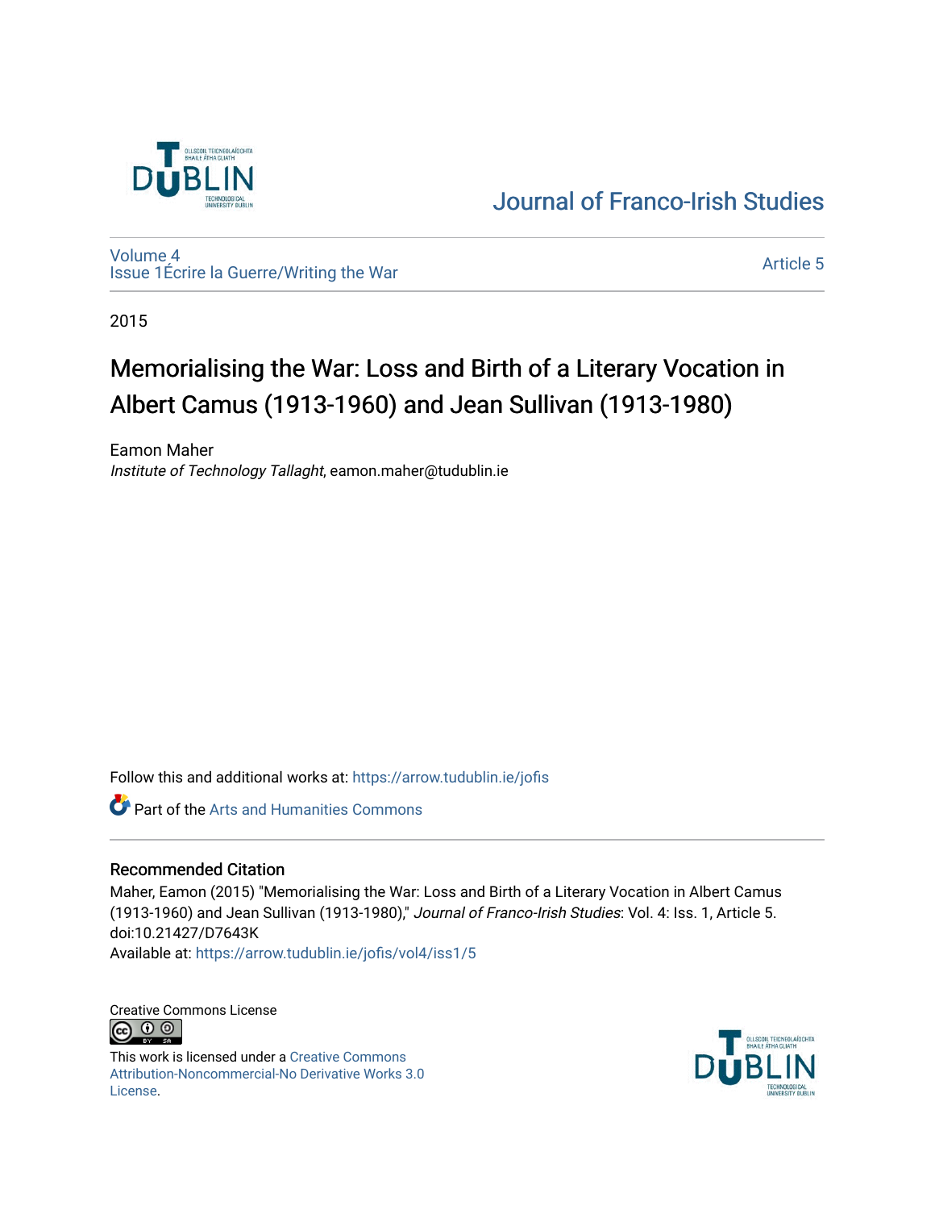Journal of Franco-Irish Studies

Volume 4
Issue 1Écrire la Guerre/Writing the War

Article 5

2015

# Memorialising the War: Loss and Birth of a Literary Vocation in Albert Camus (1913-1960) and Jean Sullivan (1913-1980)

Eamon Maher
*Institute of Technology Tallaght*, eamon.maher@tudublin.ie

Follow this and additional works at: https://arrow.tudublin.ie/jofis

Part of the Arts and Humanities Commons

## Recommended Citation

Maher, Eamon (2015) "Memorialising the War: Loss and Birth of a Literary Vocation in Albert Camus (1913-1960) and Jean Sullivan (1913-1980)," *Journal of Franco-Irish Studies*: Vol. 4: Iss. 1, Article 5. doi:10.21427/D7643K
Available at: https://arrow.tudublin.ie/jofis/vol4/iss1/5

Creative Commons License

This work is licensed under a Creative Commons Attribution-Noncommercial-No Derivative Works 3.0 License.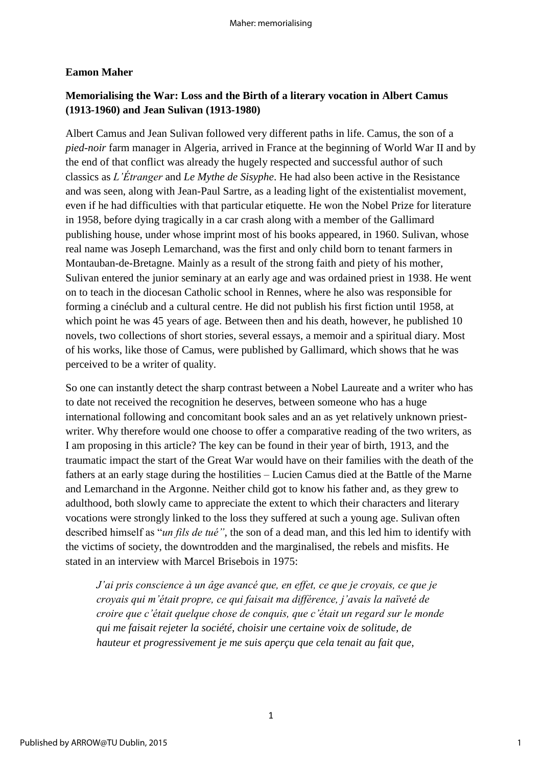**Eamon Maher**

**Memorialising the War: Loss and the Birth of a literary vocation in Albert Camus (1913-1960) and Jean Sulivan (1913-1980)**

Albert Camus and Jean Sulivan followed very different paths in life. Camus, the son of a *pied-noir* farm manager in Algeria, arrived in France at the beginning of World War II and by the end of that conflict was already the hugely respected and successful author of such classics as *L'Étranger* and *Le Mythe de Sisyphe*. He had also been active in the Resistance and was seen, along with Jean-Paul Sartre, as a leading light of the existentialist movement, even if he had difficulties with that particular etiquette. He won the Nobel Prize for literature in 1958, before dying tragically in a car crash along with a member of the Gallimard publishing house, under whose imprint most of his books appeared, in 1960. Sulivan, whose real name was Joseph Lemarchand, was the first and only child born to tenant farmers in Montauban-de-Bretagne. Mainly as a result of the strong faith and piety of his mother, Sulivan entered the junior seminary at an early age and was ordained priest in 1938. He went on to teach in the diocesan Catholic school in Rennes, where he also was responsible for forming a cinéclub and a cultural centre. He did not publish his first fiction until 1958, at which point he was 45 years of age. Between then and his death, however, he published 10 novels, two collections of short stories, several essays, a memoir and a spiritual diary. Most of his works, like those of Camus, were published by Gallimard, which shows that he was perceived to be a writer of quality.

So one can instantly detect the sharp contrast between a Nobel Laureate and a writer who has to date not received the recognition he deserves, between someone who has a huge international following and concomitant book sales and an as yet relatively unknown priest-writer. Why therefore would one choose to offer a comparative reading of the two writers, as I am proposing in this article? The key can be found in their year of birth, 1913, and the traumatic impact the start of the Great War would have on their families with the death of the fathers at an early stage during the hostilities – Lucien Camus died at the Battle of the Marne and Lemarchand in the Argonne. Neither child got to know his father and, as they grew to adulthood, both slowly came to appreciate the extent to which their characters and literary vocations were strongly linked to the loss they suffered at such a young age. Sulivan often described himself as "*un fils de tué"*, the son of a dead man, and this led him to identify with the victims of society, the downtrodden and the marginalised, the rebels and misfits. He stated in an interview with Marcel Brisebois in 1975:

> *J'ai pris conscience à un âge avancé que, en effet, ce que je croyais, ce que je croyais qui m'était propre, ce qui faisait ma différence, j'avais la naïveté de croire que c'était quelque chose de conquis, que c'était un regard sur le monde qui me faisait rejeter la société, choisir une certaine voix de solitude, de hauteur et progressivement je me suis aperçu que cela tenait au fait que,*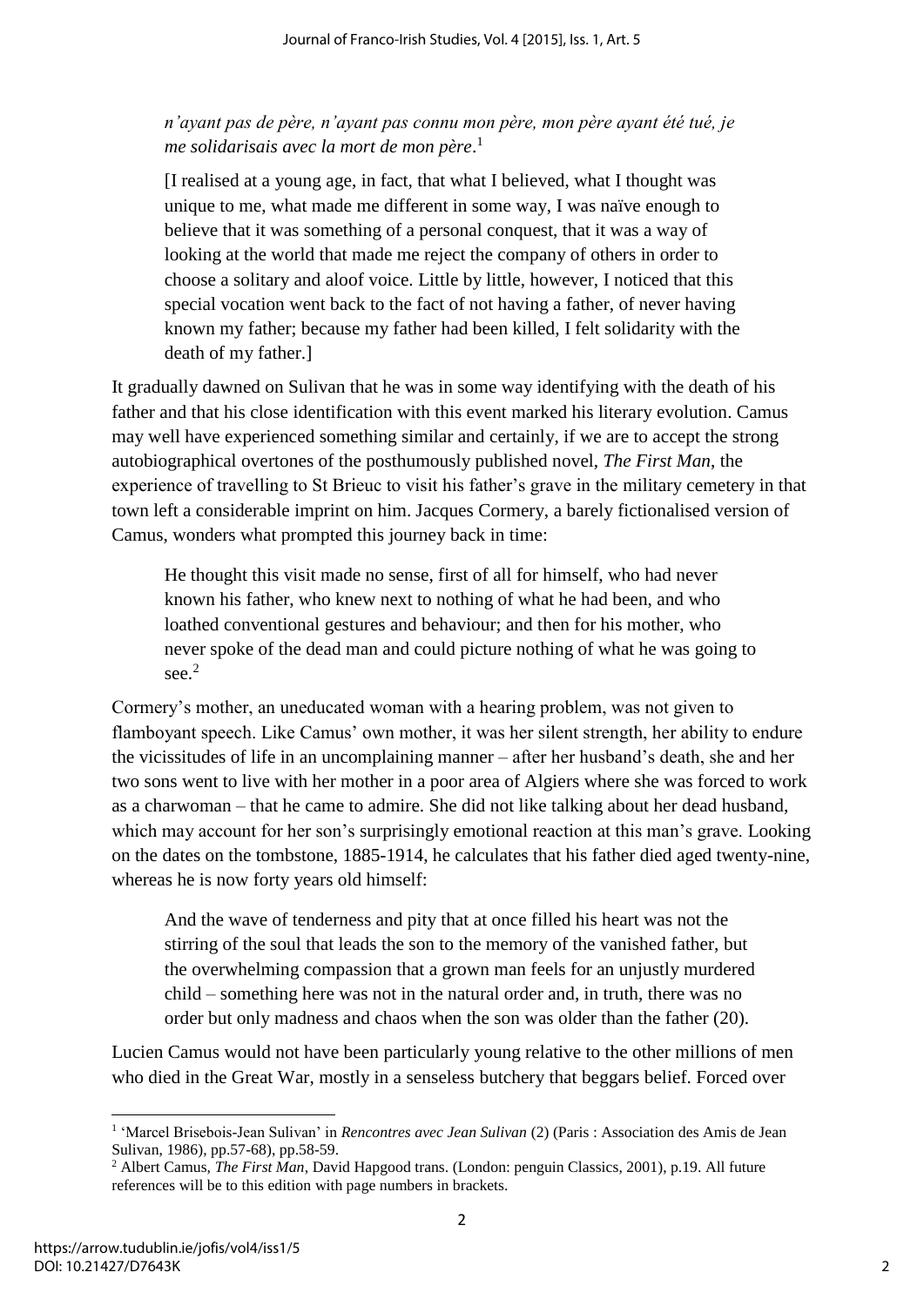> *n'ayant pas de père, n'ayant pas connu mon père, mon père ayant été tué, je me solidarisais avec la mort de mon père*.[1]
>
> [I realised at a young age, in fact, that what I believed, what I thought was unique to me, what made me different in some way, I was naïve enough to believe that it was something of a personal conquest, that it was a way of looking at the world that made me reject the company of others in order to choose a solitary and aloof voice. Little by little, however, I noticed that this special vocation went back to the fact of not having a father, of never having known my father; because my father had been killed, I felt solidarity with the death of my father.]

It gradually dawned on Sulivan that he was in some way identifying with the death of his father and that his close identification with this event marked his literary evolution. Camus may well have experienced something similar and certainly, if we are to accept the strong autobiographical overtones of the posthumously published novel, *The First Man*, the experience of travelling to St Brieuc to visit his father's grave in the military cemetery in that town left a considerable imprint on him. Jacques Cormery, a barely fictionalised version of Camus, wonders what prompted this journey back in time:

> He thought this visit made no sense, first of all for himself, who had never known his father, who knew next to nothing of what he had been, and who loathed conventional gestures and behaviour; and then for his mother, who never spoke of the dead man and could picture nothing of what he was going to see.[2]

Cormery's mother, an uneducated woman with a hearing problem, was not given to flamboyant speech. Like Camus' own mother, it was her silent strength, her ability to endure the vicissitudes of life in an uncomplaining manner – after her husband's death, she and her two sons went to live with her mother in a poor area of Algiers where she was forced to work as a charwoman – that he came to admire. She did not like talking about her dead husband, which may account for her son's surprisingly emotional reaction at this man's grave. Looking on the dates on the tombstone, 1885-1914, he calculates that his father died aged twenty-nine, whereas he is now forty years old himself:

> And the wave of tenderness and pity that at once filled his heart was not the stirring of the soul that leads the son to the memory of the vanished father, but the overwhelming compassion that a grown man feels for an unjustly murdered child – something here was not in the natural order and, in truth, there was no order but only madness and chaos when the son was older than the father (20).

Lucien Camus would not have been particularly young relative to the other millions of men who died in the Great War, mostly in a senseless butchery that beggars belief. Forced over

---

[1] 'Marcel Brisebois-Jean Sulivan' in *Rencontres avec Jean Sulivan* (2) (Paris : Association des Amis de Jean Sulivan, 1986), pp.57-68), pp.58-59.

[2] Albert Camus, *The First Man*, David Hapgood trans. (London: penguin Classics, 2001), p.19. All future references will be to this edition with page numbers in brackets.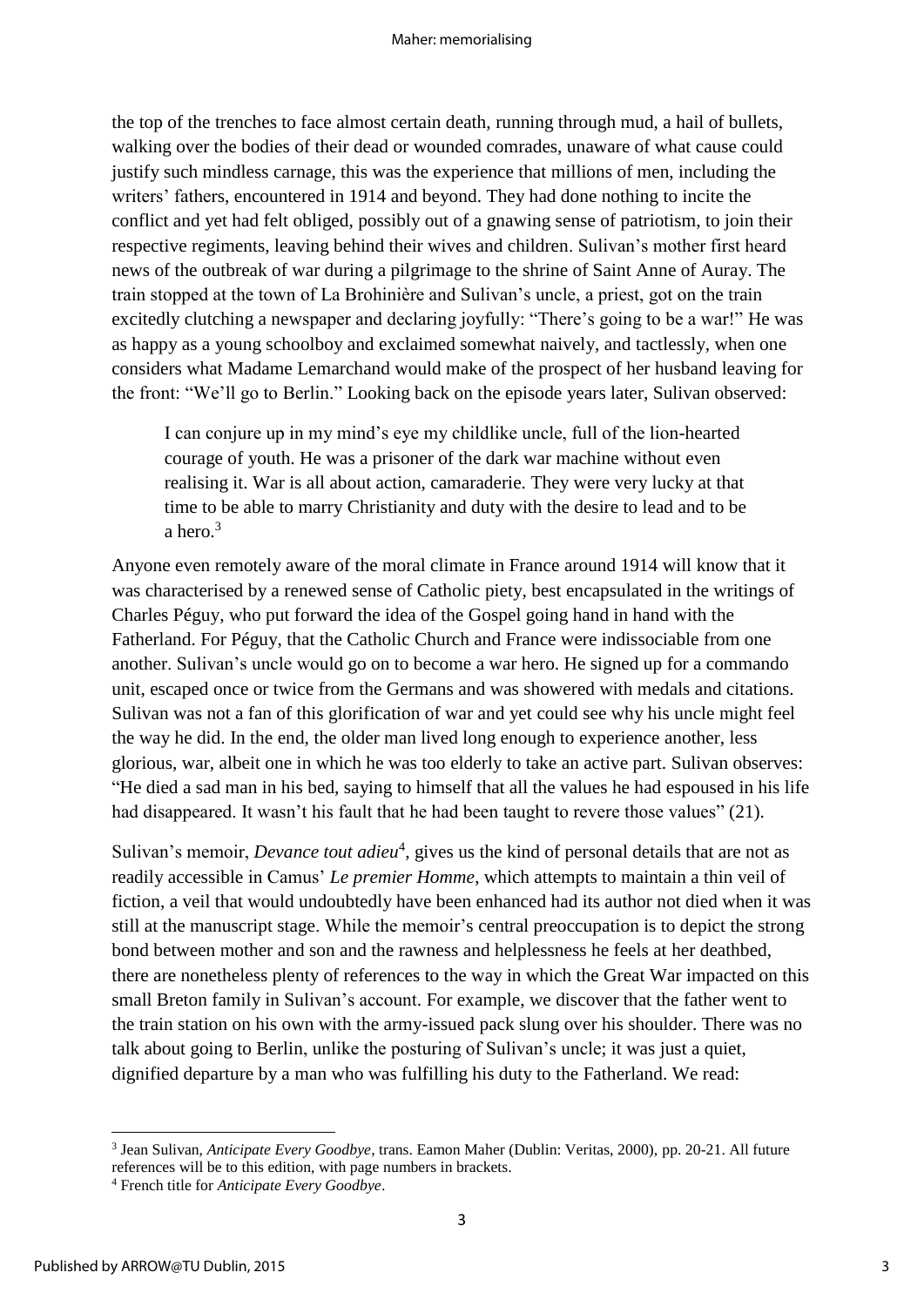the top of the trenches to face almost certain death, running through mud, a hail of bullets, walking over the bodies of their dead or wounded comrades, unaware of what cause could justify such mindless carnage, this was the experience that millions of men, including the writers' fathers, encountered in 1914 and beyond. They had done nothing to incite the conflict and yet had felt obliged, possibly out of a gnawing sense of patriotism, to join their respective regiments, leaving behind their wives and children. Sulivan's mother first heard news of the outbreak of war during a pilgrimage to the shrine of Saint Anne of Auray. The train stopped at the town of La Brohinière and Sulivan's uncle, a priest, got on the train excitedly clutching a newspaper and declaring joyfully: "There's going to be a war!" He was as happy as a young schoolboy and exclaimed somewhat naively, and tactlessly, when one considers what Madame Lemarchand would make of the prospect of her husband leaving for the front: "We'll go to Berlin." Looking back on the episode years later, Sulivan observed:

> I can conjure up in my mind's eye my childlike uncle, full of the lion-hearted courage of youth. He was a prisoner of the dark war machine without even realising it. War is all about action, camaraderie. They were very lucky at that time to be able to marry Christianity and duty with the desire to lead and to be a hero.[3]

Anyone even remotely aware of the moral climate in France around 1914 will know that it was characterised by a renewed sense of Catholic piety, best encapsulated in the writings of Charles Péguy, who put forward the idea of the Gospel going hand in hand with the Fatherland. For Péguy, that the Catholic Church and France were indissociable from one another. Sulivan's uncle would go on to become a war hero. He signed up for a commando unit, escaped once or twice from the Germans and was showered with medals and citations. Sulivan was not a fan of this glorification of war and yet could see why his uncle might feel the way he did. In the end, the older man lived long enough to experience another, less glorious, war, albeit one in which he was too elderly to take an active part. Sulivan observes: "He died a sad man in his bed, saying to himself that all the values he had espoused in his life had disappeared. It wasn't his fault that he had been taught to revere those values" (21).

Sulivan's memoir, *Devance tout adieu*[4], gives us the kind of personal details that are not as readily accessible in Camus' *Le premier Homme*, which attempts to maintain a thin veil of fiction, a veil that would undoubtedly have been enhanced had its author not died when it was still at the manuscript stage. While the memoir's central preoccupation is to depict the strong bond between mother and son and the rawness and helplessness he feels at her deathbed, there are nonetheless plenty of references to the way in which the Great War impacted on this small Breton family in Sulivan's account. For example, we discover that the father went to the train station on his own with the army-issued pack slung over his shoulder. There was no talk about going to Berlin, unlike the posturing of Sulivan's uncle; it was just a quiet, dignified departure by a man who was fulfilling his duty to the Fatherland. We read:

---

[3] Jean Sulivan, *Anticipate Every Goodbye*, trans. Eamon Maher (Dublin: Veritas, 2000), pp. 20-21. All future references will be to this edition, with page numbers in brackets.

[4] French title for *Anticipate Every Goodbye*.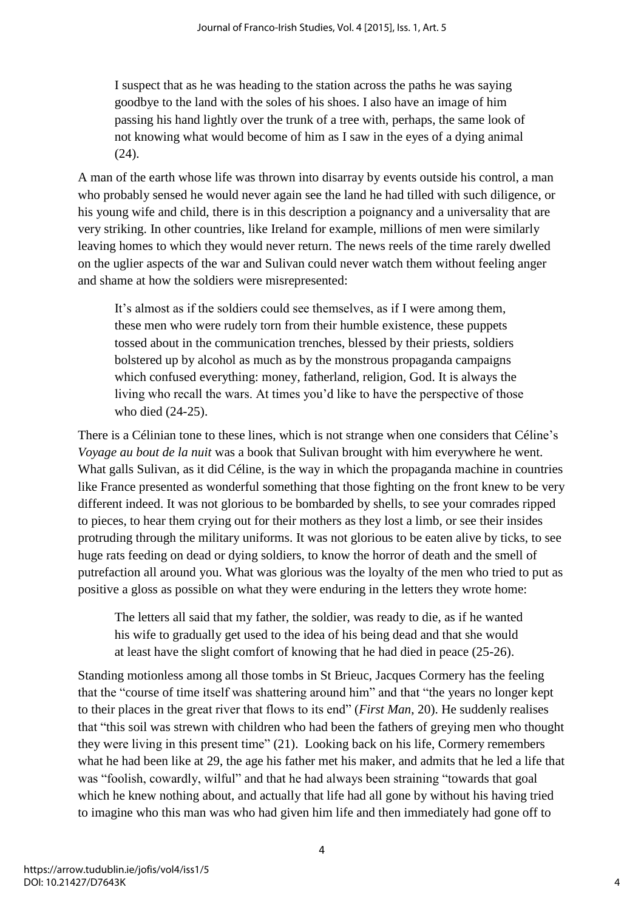> I suspect that as he was heading to the station across the paths he was saying goodbye to the land with the soles of his shoes. I also have an image of him passing his hand lightly over the trunk of a tree with, perhaps, the same look of not knowing what would become of him as I saw in the eyes of a dying animal (24).

A man of the earth whose life was thrown into disarray by events outside his control, a man who probably sensed he would never again see the land he had tilled with such diligence, or his young wife and child, there is in this description a poignancy and a universality that are very striking. In other countries, like Ireland for example, millions of men were similarly leaving homes to which they would never return. The news reels of the time rarely dwelled on the uglier aspects of the war and Sulivan could never watch them without feeling anger and shame at how the soldiers were misrepresented:

> It's almost as if the soldiers could see themselves, as if I were among them, these men who were rudely torn from their humble existence, these puppets tossed about in the communication trenches, blessed by their priests, soldiers bolstered up by alcohol as much as by the monstrous propaganda campaigns which confused everything: money, fatherland, religion, God. It is always the living who recall the wars. At times you'd like to have the perspective of those who died (24-25).

There is a Célinian tone to these lines, which is not strange when one considers that Céline's *Voyage au bout de la nuit* was a book that Sulivan brought with him everywhere he went. What galls Sulivan, as it did Céline, is the way in which the propaganda machine in countries like France presented as wonderful something that those fighting on the front knew to be very different indeed. It was not glorious to be bombarded by shells, to see your comrades ripped to pieces, to hear them crying out for their mothers as they lost a limb, or see their insides protruding through the military uniforms. It was not glorious to be eaten alive by ticks, to see huge rats feeding on dead or dying soldiers, to know the horror of death and the smell of putrefaction all around you. What was glorious was the loyalty of the men who tried to put as positive a gloss as possible on what they were enduring in the letters they wrote home:

> The letters all said that my father, the soldier, was ready to die, as if he wanted his wife to gradually get used to the idea of his being dead and that she would at least have the slight comfort of knowing that he had died in peace (25-26).

Standing motionless among all those tombs in St Brieuc, Jacques Cormery has the feeling that the "course of time itself was shattering around him" and that "the years no longer kept to their places in the great river that flows to its end" (*First Man*, 20). He suddenly realises that "this soil was strewn with children who had been the fathers of greying men who thought they were living in this present time" (21). Looking back on his life, Cormery remembers what he had been like at 29, the age his father met his maker, and admits that he led a life that was "foolish, cowardly, wilful" and that he had always been straining "towards that goal which he knew nothing about, and actually that life had all gone by without his having tried to imagine who this man was who had given him life and then immediately had gone off to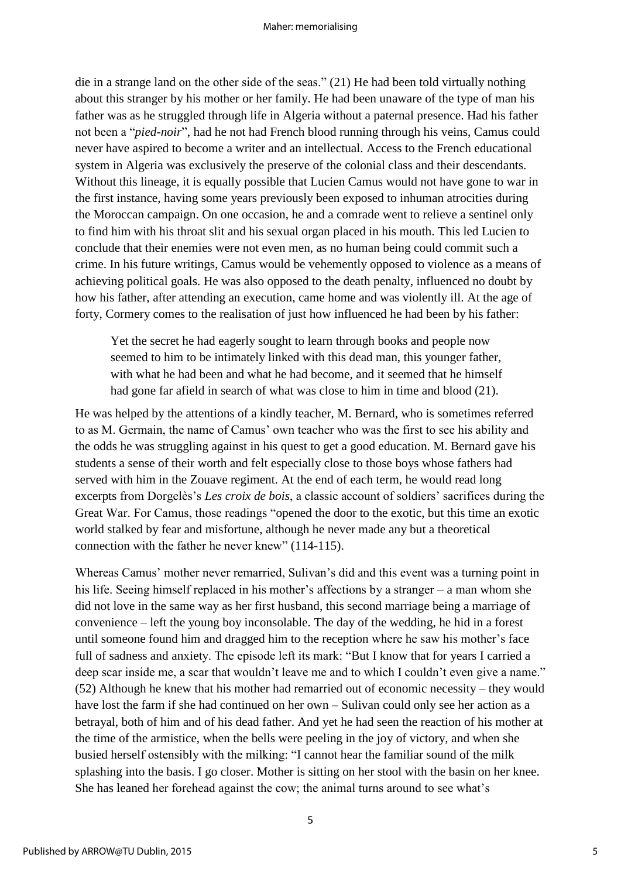die in a strange land on the other side of the seas." (21) He had been told virtually nothing about this stranger by his mother or her family. He had been unaware of the type of man his father was as he struggled through life in Algeria without a paternal presence. Had his father not been a "*pied-noir*", had he not had French blood running through his veins, Camus could never have aspired to become a writer and an intellectual. Access to the French educational system in Algeria was exclusively the preserve of the colonial class and their descendants. Without this lineage, it is equally possible that Lucien Camus would not have gone to war in the first instance, having some years previously been exposed to inhuman atrocities during the Moroccan campaign. On one occasion, he and a comrade went to relieve a sentinel only to find him with his throat slit and his sexual organ placed in his mouth. This led Lucien to conclude that their enemies were not even men, as no human being could commit such a crime. In his future writings, Camus would be vehemently opposed to violence as a means of achieving political goals. He was also opposed to the death penalty, influenced no doubt by how his father, after attending an execution, came home and was violently ill. At the age of forty, Cormery comes to the realisation of just how influenced he had been by his father:

> Yet the secret he had eagerly sought to learn through books and people now seemed to him to be intimately linked with this dead man, this younger father, with what he had been and what he had become, and it seemed that he himself had gone far afield in search of what was close to him in time and blood (21).

He was helped by the attentions of a kindly teacher, M. Bernard, who is sometimes referred to as M. Germain, the name of Camus' own teacher who was the first to see his ability and the odds he was struggling against in his quest to get a good education. M. Bernard gave his students a sense of their worth and felt especially close to those boys whose fathers had served with him in the Zouave regiment. At the end of each term, he would read long excerpts from Dorgelès's *Les croix de bois*, a classic account of soldiers' sacrifices during the Great War. For Camus, those readings "opened the door to the exotic, but this time an exotic world stalked by fear and misfortune, although he never made any but a theoretical connection with the father he never knew" (114-115).

Whereas Camus' mother never remarried, Sulivan's did and this event was a turning point in his life. Seeing himself replaced in his mother's affections by a stranger – a man whom she did not love in the same way as her first husband, this second marriage being a marriage of convenience – left the young boy inconsolable. The day of the wedding, he hid in a forest until someone found him and dragged him to the reception where he saw his mother's face full of sadness and anxiety. The episode left its mark: "But I know that for years I carried a deep scar inside me, a scar that wouldn't leave me and to which I couldn't even give a name." (52) Although he knew that his mother had remarried out of economic necessity – they would have lost the farm if she had continued on her own – Sulivan could only see her action as a betrayal, both of him and of his dead father. And yet he had seen the reaction of his mother at the time of the armistice, when the bells were peeling in the joy of victory, and when she busied herself ostensibly with the milking: "I cannot hear the familiar sound of the milk splashing into the basis. I go closer. Mother is sitting on her stool with the basin on her knee. She has leaned her forehead against the cow; the animal turns around to see what's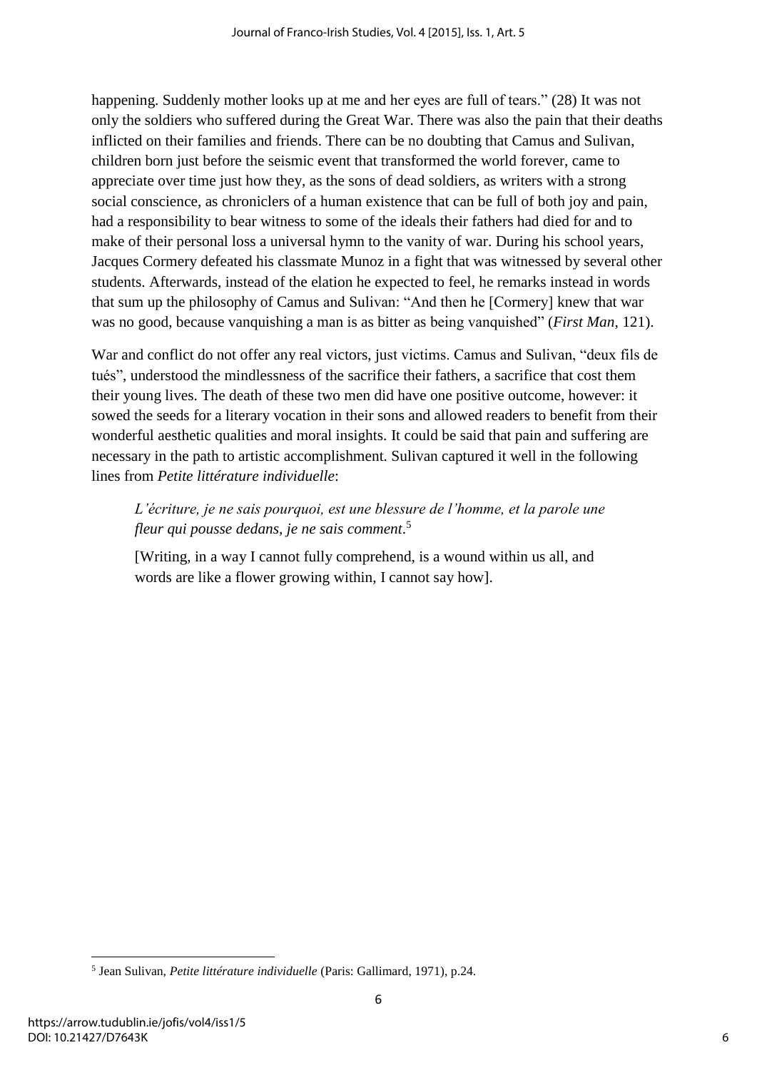happening. Suddenly mother looks up at me and her eyes are full of tears." (28) It was not only the soldiers who suffered during the Great War. There was also the pain that their deaths inflicted on their families and friends. There can be no doubting that Camus and Sulivan, children born just before the seismic event that transformed the world forever, came to appreciate over time just how they, as the sons of dead soldiers, as writers with a strong social conscience, as chroniclers of a human existence that can be full of both joy and pain, had a responsibility to bear witness to some of the ideals their fathers had died for and to make of their personal loss a universal hymn to the vanity of war. During his school years, Jacques Cormery defeated his classmate Munoz in a fight that was witnessed by several other students. Afterwards, instead of the elation he expected to feel, he remarks instead in words that sum up the philosophy of Camus and Sulivan: "And then he [Cormery] knew that war was no good, because vanquishing a man is as bitter as being vanquished" (*First Man*, 121).

War and conflict do not offer any real victors, just victims. Camus and Sulivan, "deux fils de tués", understood the mindlessness of the sacrifice their fathers, a sacrifice that cost them their young lives. The death of these two men did have one positive outcome, however: it sowed the seeds for a literary vocation in their sons and allowed readers to benefit from their wonderful aesthetic qualities and moral insights. It could be said that pain and suffering are necessary in the path to artistic accomplishment. Sulivan captured it well in the following lines from *Petite littérature individuelle*:

> *L'écriture, je ne sais pourquoi, est une blessure de l'homme, et la parole une fleur qui pousse dedans, je ne sais comment*.[5]
>
> [Writing, in a way I cannot fully comprehend, is a wound within us all, and words are like a flower growing within, I cannot say how].

[5] Jean Sulivan, *Petite littérature individuelle* (Paris: Gallimard, 1971), p.24.